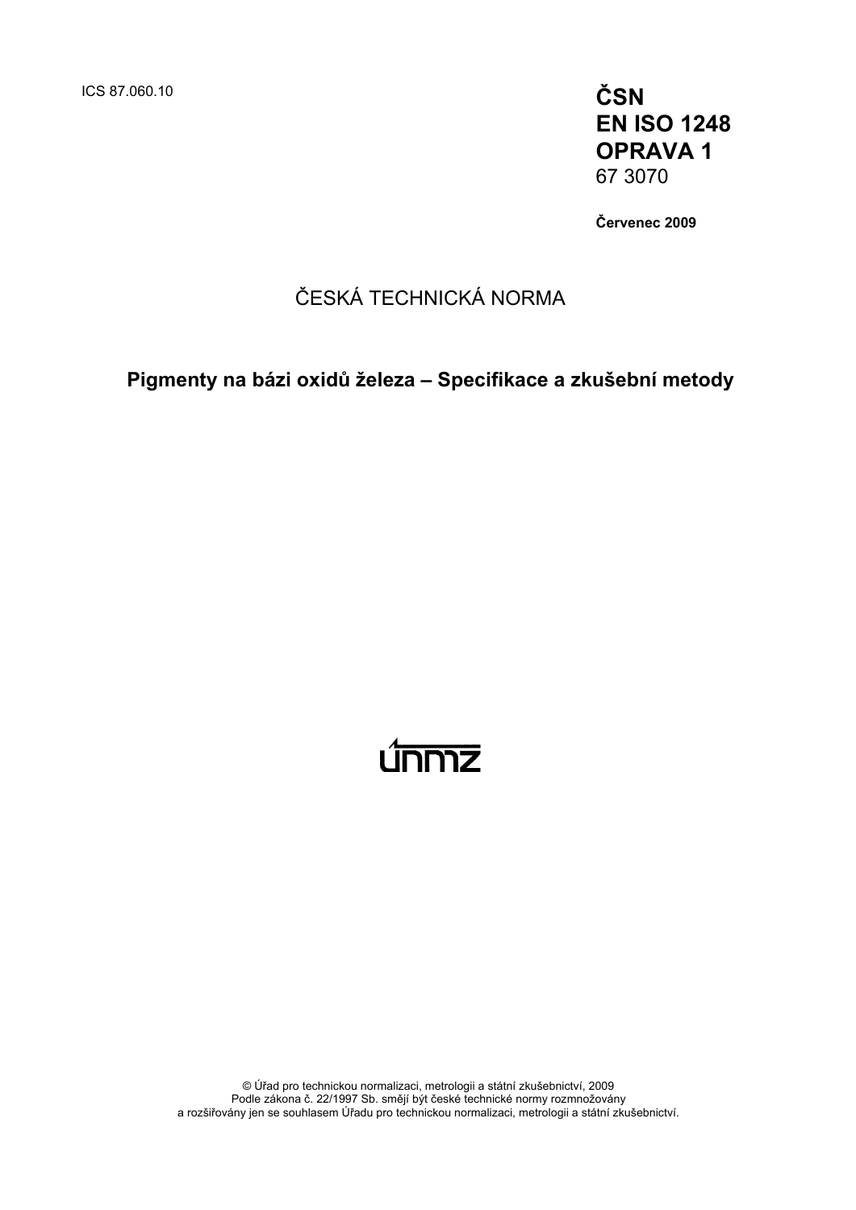ICS 87.060.10

**ČSN**
**EN ISO 1248**
**OPRAVA 1**
67 3070

**Červenec 2009**

ČESKÁ TECHNICKÁ NORMA

**Pigmenty na bázi oxidů železa – Specifikace a zkušební metody**

únmz

© Úřad pro technickou normalizaci, metrologii a státní zkušebnictví, 2009
Podle zákona č. 22/1997 Sb. smějí být české technické normy rozmnožovány
a rozšiřovány jen se souhlasem Úřadu pro technickou normalizaci, metrologii a státní zkušebnictví.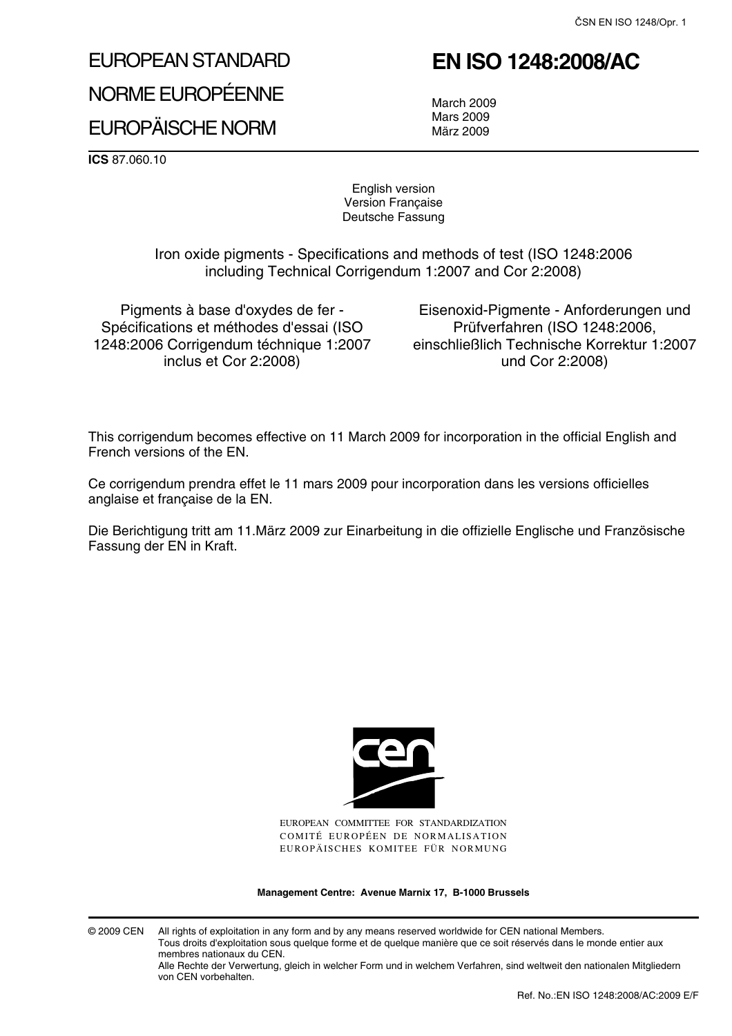# EUROPEAN STANDARD

# NORME EUROPÉENNE

# EUROPÄISCHE NORM

# EN ISO 1248:2008/AC

March 2009
Mars 2009
März 2009

**ICS** 87.060.10

English version
Version Française
Deutsche Fassung

Iron oxide pigments - Specifications and methods of test (ISO 1248:2006 including Technical Corrigendum 1:2007 and Cor 2:2008)

Pigments à base d'oxydes de fer - Spécifications et méthodes d'essai (ISO 1248:2006 Corrigendum téchnique 1:2007 inclus et Cor 2:2008)

Eisenoxid-Pigmente - Anforderungen und Prüfverfahren (ISO 1248:2006, einschließlich Technische Korrektur 1:2007 und Cor 2:2008)

This corrigendum becomes effective on 11 March 2009 for incorporation in the official English and French versions of the EN.

Ce corrigendum prendra effet le 11 mars 2009 pour incorporation dans les versions officielles anglaise et française de la EN.

Die Berichtigung tritt am 11.März 2009 zur Einarbeitung in die offizielle Englische und Französische Fassung der EN in Kraft.

EUROPEAN COMMITTEE FOR STANDARDIZATION
COMITÉ EUROPÉEN DE NORMALISATION
EUROPÄISCHES KOMITEE FÜR NORMUNG

**Management Centre: Avenue Marnix 17, B-1000 Brussels**

© 2009 CEN All rights of exploitation in any form and by any means reserved worldwide for CEN national Members.
Tous droits d'exploitation sous quelque forme et de quelque manière que ce soit réservés dans le monde entier aux membres nationaux du CEN.
Alle Rechte der Verwertung, gleich in welcher Form und in welchem Verfahren, sind weltweit den nationalen Mitgliedern von CEN vorbehalten.

Ref. No.:EN ISO 1248:2008/AC:2009 E/F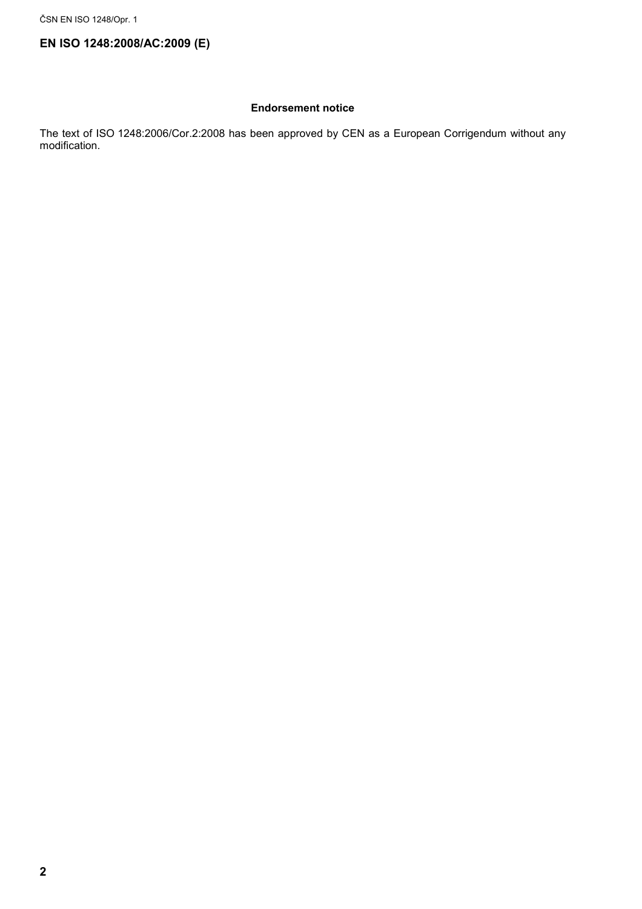**EN ISO 1248:2008/AC:2009 (E)**

**Endorsement notice**

The text of ISO 1248:2006/Cor.2:2008 has been approved by CEN as a European Corrigendum without any modification.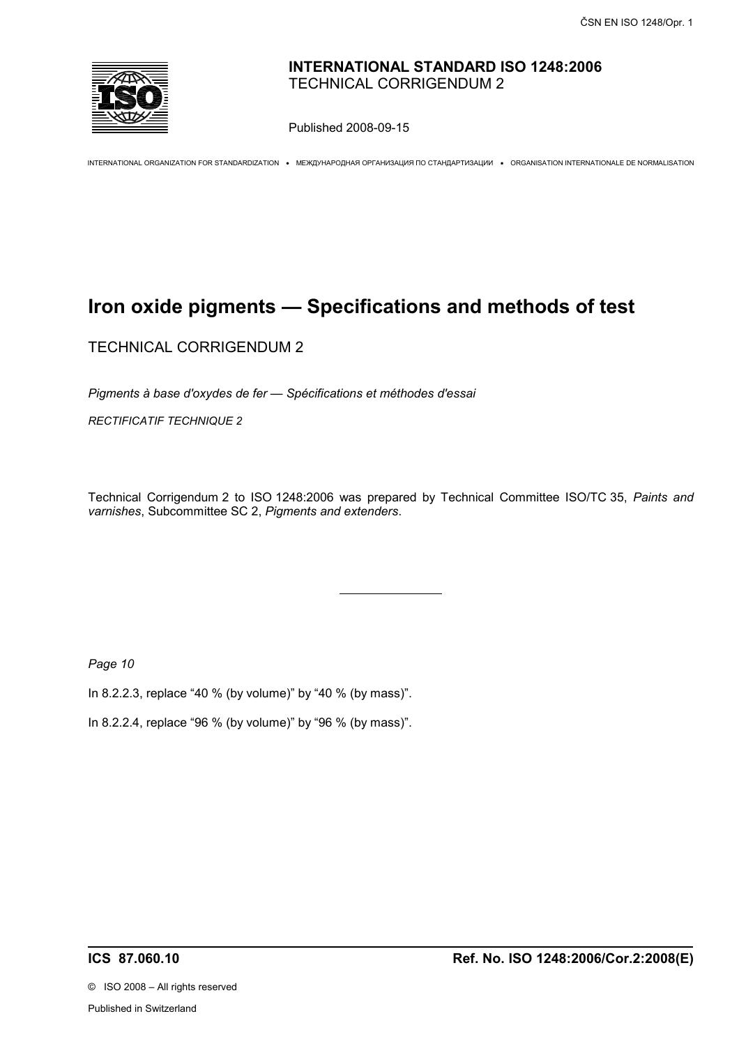**INTERNATIONAL STANDARD ISO 1248:2006**
TECHNICAL CORRIGENDUM 2

Published 2008-09-15

INTERNATIONAL ORGANIZATION FOR STANDARDIZATION • МЕЖДУНАРОДНАЯ ОРГАНИЗАЦИЯ ПО СТАНДАРТИЗАЦИИ • ORGANISATION INTERNATIONALE DE NORMALISATION

# Iron oxide pigments — Specifications and methods of test

TECHNICAL CORRIGENDUM 2

*Pigments à base d'oxydes de fer — Spécifications et méthodes d'essai*

*RECTIFICATIF TECHNIQUE 2*

Technical Corrigendum 2 to ISO 1248:2006 was prepared by Technical Committee ISO/TC 35, *Paints and varnishes*, Subcommittee SC 2, *Pigments and extenders*.

---

*Page 10*

In 8.2.2.3, replace "40 % (by volume)" by "40 % (by mass)".

In 8.2.2.4, replace "96 % (by volume)" by "96 % (by mass)".

**ICS 87.060.10** **Ref. No. ISO 1248:2006/Cor.2:2008(E)**

© ISO 2008 – All rights reserved

Published in Switzerland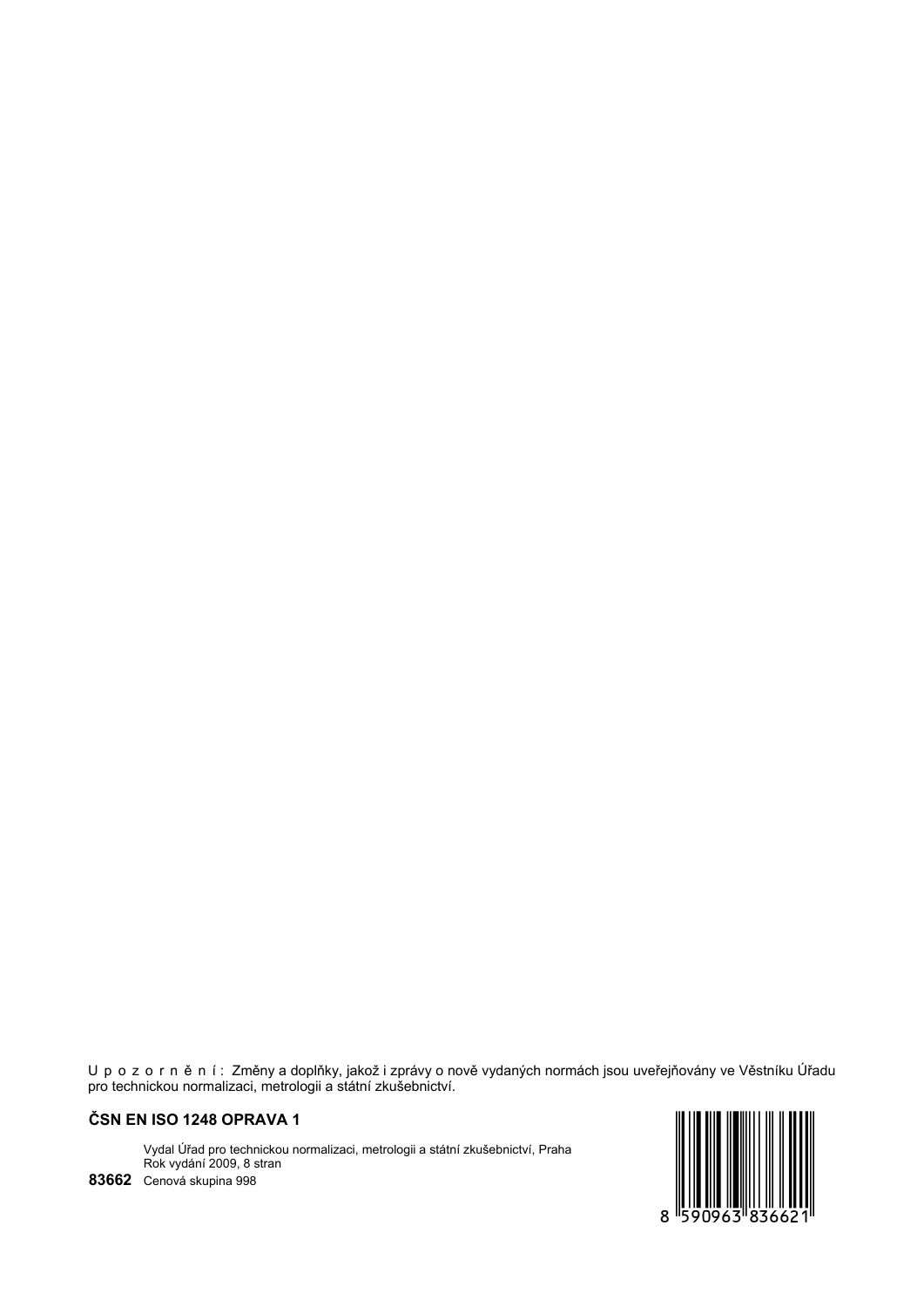U p o z o r n ě n í : Změny a doplňky, jakož i zprávy o nově vydaných normách jsou uveřejňovány ve Věstníku Úřadu pro technickou normalizaci, metrologii a státní zkušebnictví.

**ČSN EN ISO 1248 OPRAVA 1**

Vydal Úřad pro technickou normalizaci, metrologii a státní zkušebnictví, Praha
Rok vydání 2009, 8 stran

**83662** Cenová skupina 998

8 590963 836621